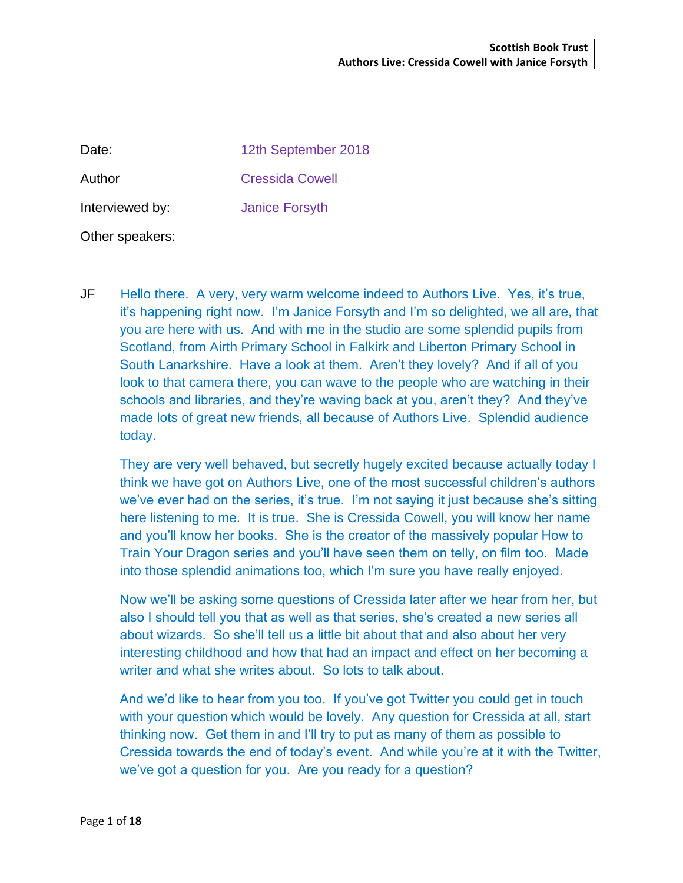| | |
|---|---|
| Date: | 12th September 2018 |
| Author | Cressida Cowell |
| Interviewed by: | Janice Forsyth |
| Other speakers: | |

JF Hello there.  A very, very warm welcome indeed to Authors Live.  Yes, it's true, it's happening right now.  I'm Janice Forsyth and I'm so delighted, we all are, that you are here with us.  And with me in the studio are some splendid pupils from Scotland, from Airth Primary School in Falkirk and Liberton Primary School in South Lanarkshire.  Have a look at them.  Aren't they lovely?  And if all of you look to that camera there, you can wave to the people who are watching in their schools and libraries, and they're waving back at you, aren't they?  And they've made lots of great new friends, all because of Authors Live.  Splendid audience today.

They are very well behaved, but secretly hugely excited because actually today I think we have got on Authors Live, one of the most successful children's authors we've ever had on the series, it's true.  I'm not saying it just because she's sitting here listening to me.  It is true.  She is Cressida Cowell, you will know her name and you'll know her books.  She is the creator of the massively popular How to Train Your Dragon series and you'll have seen them on telly, on film too.  Made into those splendid animations too, which I'm sure you have really enjoyed.

Now we'll be asking some questions of Cressida later after we hear from her, but also I should tell you that as well as that series, she's created a new series all about wizards.  So she'll tell us a little bit about that and also about her very interesting childhood and how that had an impact and effect on her becoming a writer and what she writes about.  So lots to talk about.

And we'd like to hear from you too.  If you've got Twitter you could get in touch with your question which would be lovely.  Any question for Cressida at all, start thinking now.  Get them in and I'll try to put as many of them as possible to Cressida towards the end of today's event.  And while you're at it with the Twitter, we've got a question for you.  Are you ready for a question?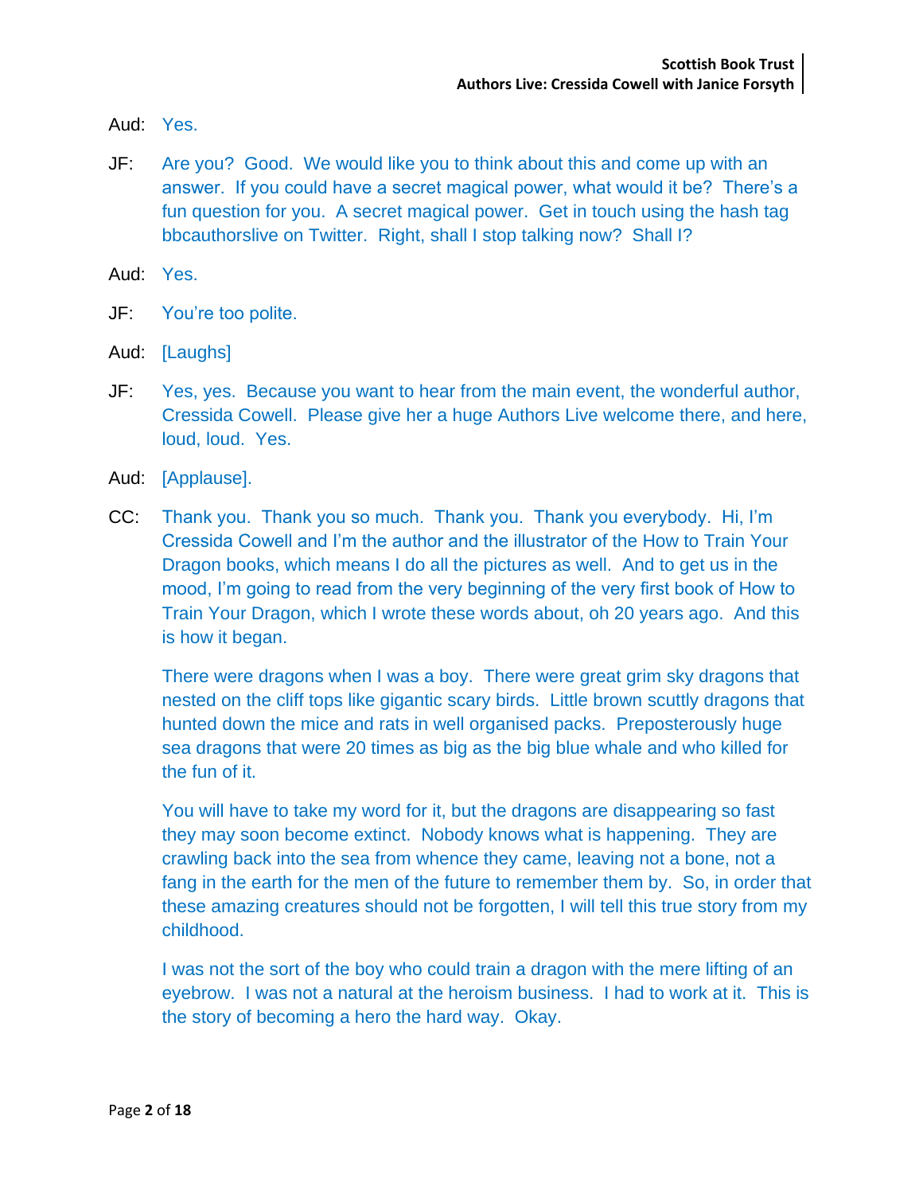Aud: Yes.

JF: Are you? Good. We would like you to think about this and come up with an answer. If you could have a secret magical power, what would it be? There's a fun question for you. A secret magical power. Get in touch using the hash tag bbcauthorslive on Twitter. Right, shall I stop talking now? Shall I?

Aud: Yes.

JF: You're too polite.

Aud: [Laughs]

JF: Yes, yes. Because you want to hear from the main event, the wonderful author, Cressida Cowell. Please give her a huge Authors Live welcome there, and here, loud, loud. Yes.

Aud: [Applause].

CC: Thank you. Thank you so much. Thank you. Thank you everybody. Hi, I'm Cressida Cowell and I'm the author and the illustrator of the How to Train Your Dragon books, which means I do all the pictures as well. And to get us in the mood, I'm going to read from the very beginning of the very first book of How to Train Your Dragon, which I wrote these words about, oh 20 years ago. And this is how it began.

There were dragons when I was a boy. There were great grim sky dragons that nested on the cliff tops like gigantic scary birds. Little brown scuttly dragons that hunted down the mice and rats in well organised packs. Preposterously huge sea dragons that were 20 times as big as the big blue whale and who killed for the fun of it.

You will have to take my word for it, but the dragons are disappearing so fast they may soon become extinct. Nobody knows what is happening. They are crawling back into the sea from whence they came, leaving not a bone, not a fang in the earth for the men of the future to remember them by. So, in order that these amazing creatures should not be forgotten, I will tell this true story from my childhood.

I was not the sort of the boy who could train a dragon with the mere lifting of an eyebrow. I was not a natural at the heroism business. I had to work at it. This is the story of becoming a hero the hard way. Okay.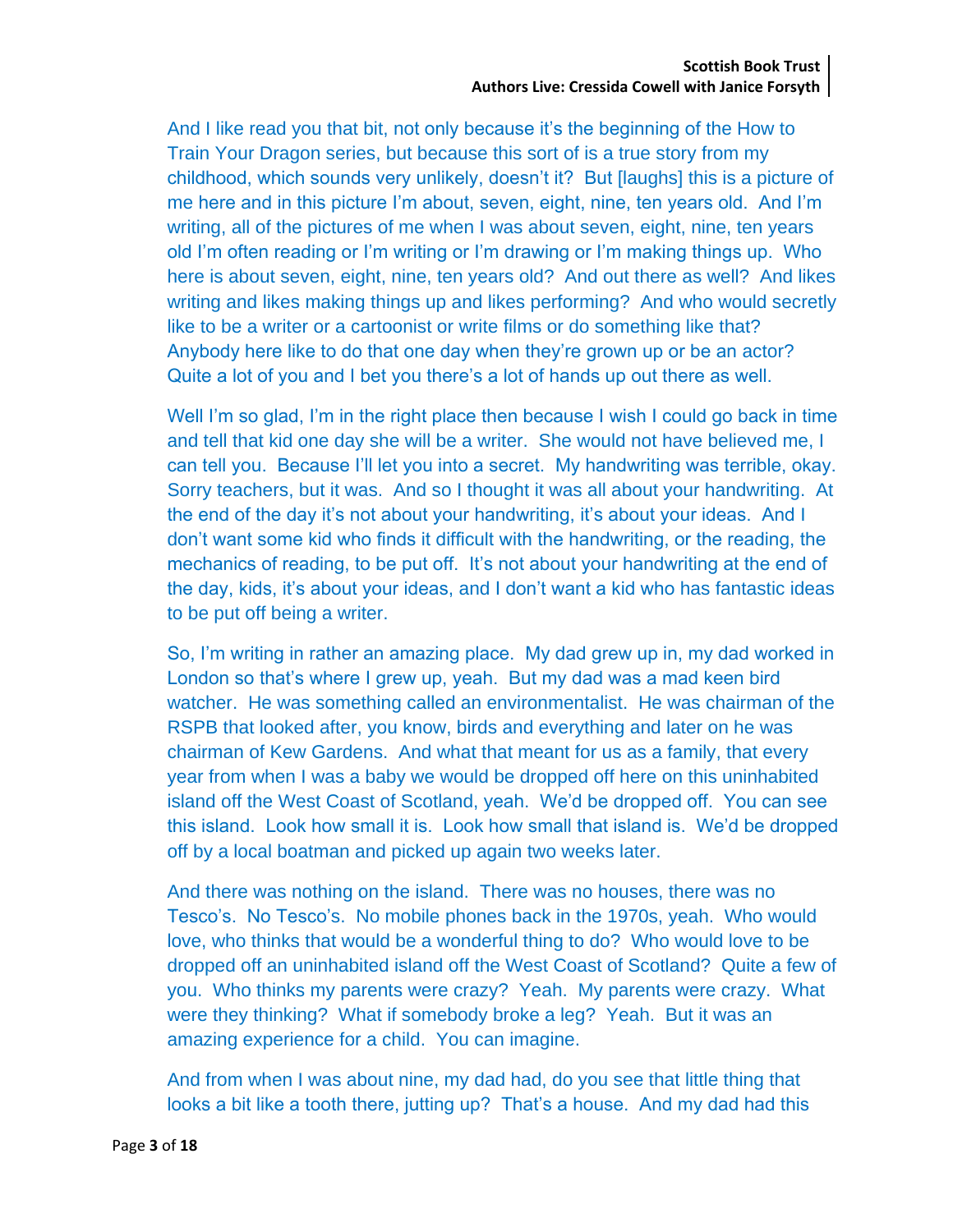And I like read you that bit, not only because it's the beginning of the How to Train Your Dragon series, but because this sort of is a true story from my childhood, which sounds very unlikely, doesn't it? But [laughs] this is a picture of me here and in this picture I'm about, seven, eight, nine, ten years old. And I'm writing, all of the pictures of me when I was about seven, eight, nine, ten years old I'm often reading or I'm writing or I'm drawing or I'm making things up. Who here is about seven, eight, nine, ten years old? And out there as well? And likes writing and likes making things up and likes performing? And who would secretly like to be a writer or a cartoonist or write films or do something like that? Anybody here like to do that one day when they're grown up or be an actor? Quite a lot of you and I bet you there's a lot of hands up out there as well.

Well I'm so glad, I'm in the right place then because I wish I could go back in time and tell that kid one day she will be a writer. She would not have believed me, I can tell you. Because I'll let you into a secret. My handwriting was terrible, okay. Sorry teachers, but it was. And so I thought it was all about your handwriting. At the end of the day it's not about your handwriting, it's about your ideas. And I don't want some kid who finds it difficult with the handwriting, or the reading, the mechanics of reading, to be put off. It's not about your handwriting at the end of the day, kids, it's about your ideas, and I don't want a kid who has fantastic ideas to be put off being a writer.

So, I'm writing in rather an amazing place. My dad grew up in, my dad worked in London so that's where I grew up, yeah. But my dad was a mad keen bird watcher. He was something called an environmentalist. He was chairman of the RSPB that looked after, you know, birds and everything and later on he was chairman of Kew Gardens. And what that meant for us as a family, that every year from when I was a baby we would be dropped off here on this uninhabited island off the West Coast of Scotland, yeah. We'd be dropped off. You can see this island. Look how small it is. Look how small that island is. We'd be dropped off by a local boatman and picked up again two weeks later.

And there was nothing on the island. There was no houses, there was no Tesco's. No Tesco's. No mobile phones back in the 1970s, yeah. Who would love, who thinks that would be a wonderful thing to do? Who would love to be dropped off an uninhabited island off the West Coast of Scotland? Quite a few of you. Who thinks my parents were crazy? Yeah. My parents were crazy. What were they thinking? What if somebody broke a leg? Yeah. But it was an amazing experience for a child. You can imagine.

And from when I was about nine, my dad had, do you see that little thing that looks a bit like a tooth there, jutting up? That's a house. And my dad had this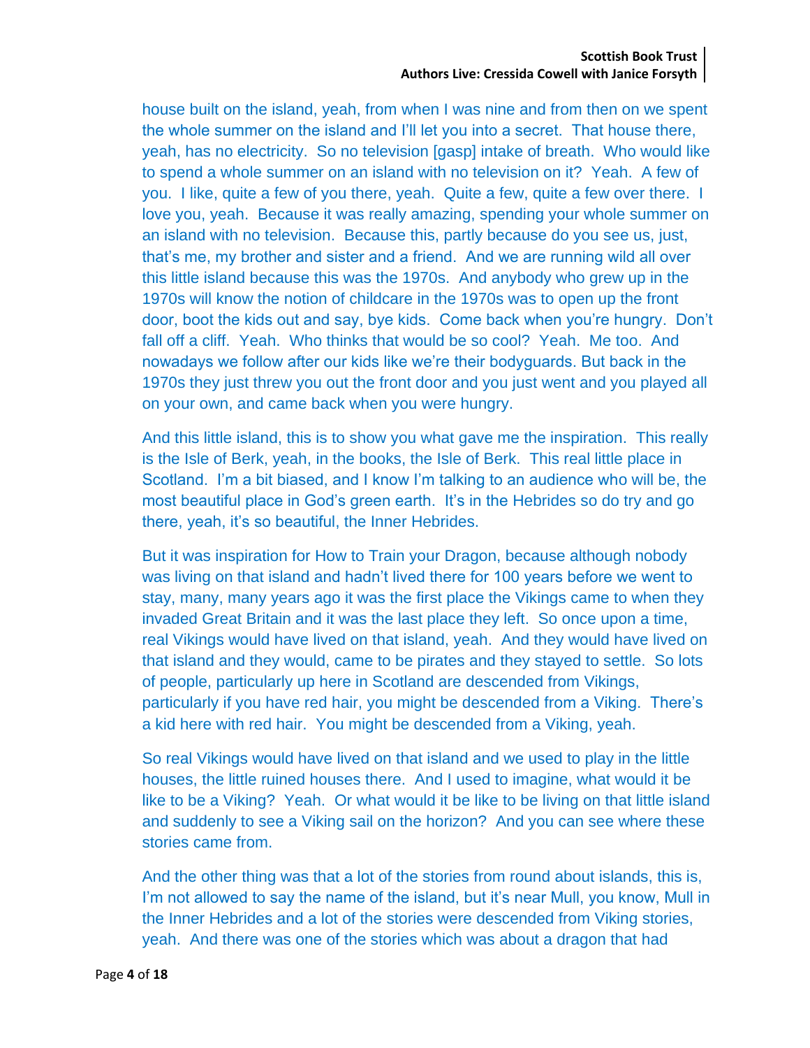house built on the island, yeah, from when I was nine and from then on we spent the whole summer on the island and I'll let you into a secret. That house there, yeah, has no electricity. So no television [gasp] intake of breath. Who would like to spend a whole summer on an island with no television on it? Yeah. A few of you. I like, quite a few of you there, yeah. Quite a few, quite a few over there. I love you, yeah. Because it was really amazing, spending your whole summer on an island with no television. Because this, partly because do you see us, just, that's me, my brother and sister and a friend. And we are running wild all over this little island because this was the 1970s. And anybody who grew up in the 1970s will know the notion of childcare in the 1970s was to open up the front door, boot the kids out and say, bye kids. Come back when you're hungry. Don't fall off a cliff. Yeah. Who thinks that would be so cool? Yeah. Me too. And nowadays we follow after our kids like we're their bodyguards. But back in the 1970s they just threw you out the front door and you just went and you played all on your own, and came back when you were hungry.

And this little island, this is to show you what gave me the inspiration. This really is the Isle of Berk, yeah, in the books, the Isle of Berk. This real little place in Scotland. I'm a bit biased, and I know I'm talking to an audience who will be, the most beautiful place in God's green earth. It's in the Hebrides so do try and go there, yeah, it's so beautiful, the Inner Hebrides.

But it was inspiration for How to Train your Dragon, because although nobody was living on that island and hadn't lived there for 100 years before we went to stay, many, many years ago it was the first place the Vikings came to when they invaded Great Britain and it was the last place they left. So once upon a time, real Vikings would have lived on that island, yeah. And they would have lived on that island and they would, came to be pirates and they stayed to settle. So lots of people, particularly up here in Scotland are descended from Vikings, particularly if you have red hair, you might be descended from a Viking. There's a kid here with red hair. You might be descended from a Viking, yeah.

So real Vikings would have lived on that island and we used to play in the little houses, the little ruined houses there. And I used to imagine, what would it be like to be a Viking? Yeah. Or what would it be like to be living on that little island and suddenly to see a Viking sail on the horizon? And you can see where these stories came from.

And the other thing was that a lot of the stories from round about islands, this is, I'm not allowed to say the name of the island, but it's near Mull, you know, Mull in the Inner Hebrides and a lot of the stories were descended from Viking stories, yeah. And there was one of the stories which was about a dragon that had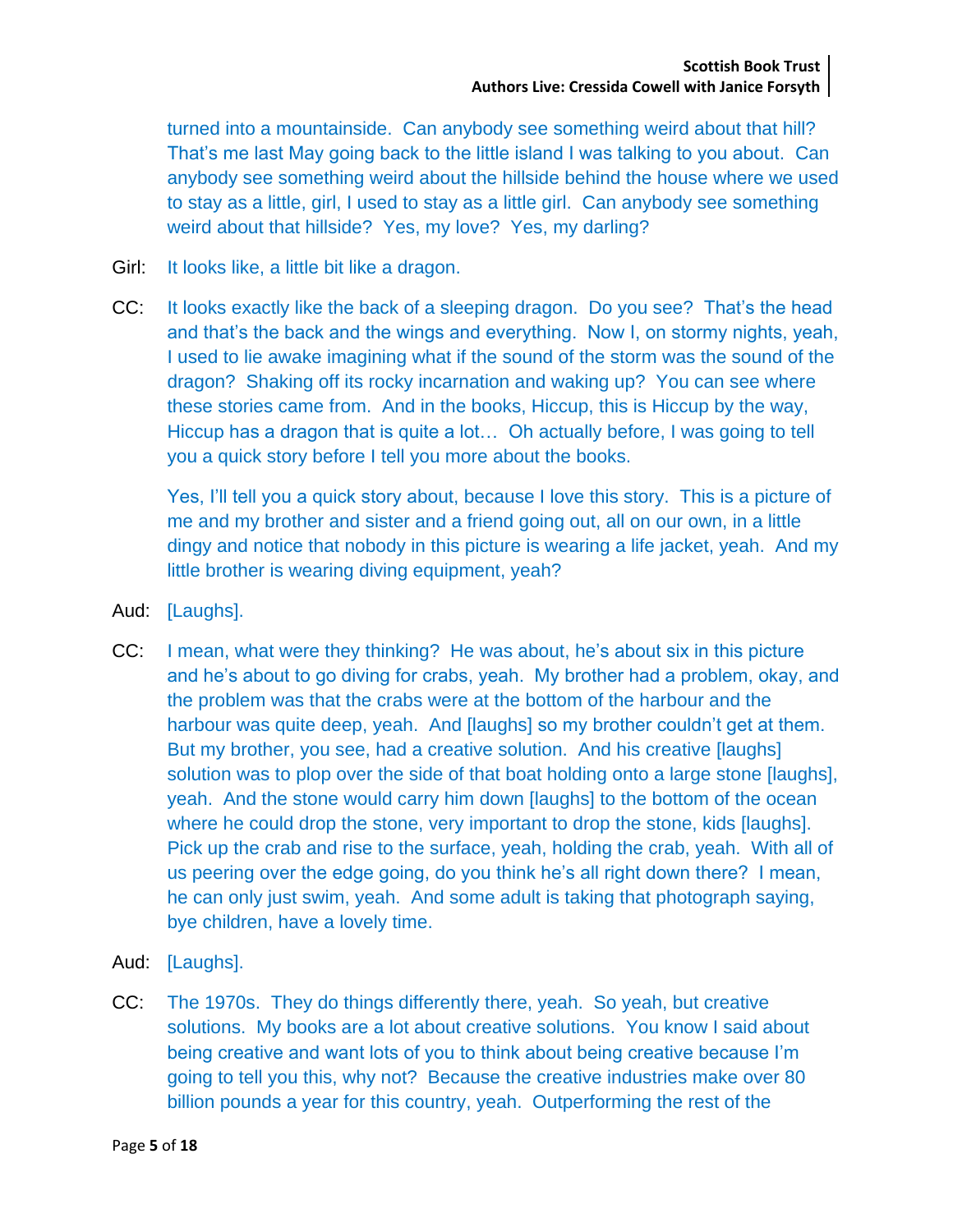turned into a mountainside. Can anybody see something weird about that hill? That's me last May going back to the little island I was talking to you about. Can anybody see something weird about the hillside behind the house where we used to stay as a little, girl, I used to stay as a little girl. Can anybody see something weird about that hillside? Yes, my love? Yes, my darling?

Girl: It looks like, a little bit like a dragon.

CC: It looks exactly like the back of a sleeping dragon. Do you see? That's the head and that's the back and the wings and everything. Now I, on stormy nights, yeah, I used to lie awake imagining what if the sound of the storm was the sound of the dragon? Shaking off its rocky incarnation and waking up? You can see where these stories came from. And in the books, Hiccup, this is Hiccup by the way, Hiccup has a dragon that is quite a lot… Oh actually before, I was going to tell you a quick story before I tell you more about the books.

Yes, I'll tell you a quick story about, because I love this story. This is a picture of me and my brother and sister and a friend going out, all on our own, in a little dingy and notice that nobody in this picture is wearing a life jacket, yeah. And my little brother is wearing diving equipment, yeah?

Aud: [Laughs].

CC: I mean, what were they thinking? He was about, he's about six in this picture and he's about to go diving for crabs, yeah. My brother had a problem, okay, and the problem was that the crabs were at the bottom of the harbour and the harbour was quite deep, yeah. And [laughs] so my brother couldn't get at them. But my brother, you see, had a creative solution. And his creative [laughs] solution was to plop over the side of that boat holding onto a large stone [laughs], yeah. And the stone would carry him down [laughs] to the bottom of the ocean where he could drop the stone, very important to drop the stone, kids [laughs]. Pick up the crab and rise to the surface, yeah, holding the crab, yeah. With all of us peering over the edge going, do you think he's all right down there? I mean, he can only just swim, yeah. And some adult is taking that photograph saying, bye children, have a lovely time.

Aud: [Laughs].

CC: The 1970s. They do things differently there, yeah. So yeah, but creative solutions. My books are a lot about creative solutions. You know I said about being creative and want lots of you to think about being creative because I'm going to tell you this, why not? Because the creative industries make over 80 billion pounds a year for this country, yeah. Outperforming the rest of the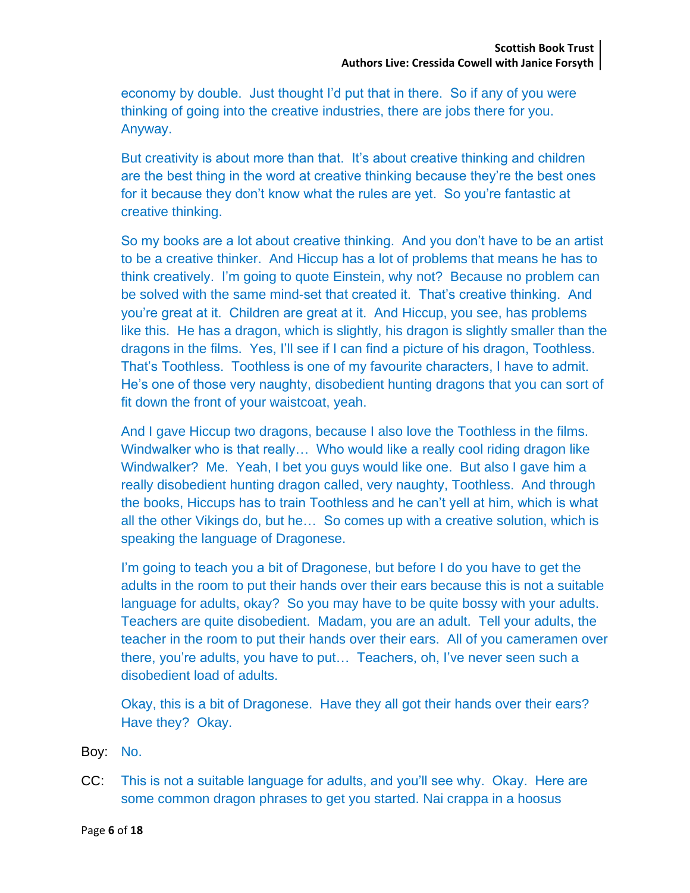economy by double. Just thought I'd put that in there. So if any of you were thinking of going into the creative industries, there are jobs there for you. Anyway.

But creativity is about more than that. It's about creative thinking and children are the best thing in the word at creative thinking because they're the best ones for it because they don't know what the rules are yet. So you're fantastic at creative thinking.

So my books are a lot about creative thinking. And you don't have to be an artist to be a creative thinker. And Hiccup has a lot of problems that means he has to think creatively. I'm going to quote Einstein, why not? Because no problem can be solved with the same mind-set that created it. That's creative thinking. And you're great at it. Children are great at it. And Hiccup, you see, has problems like this. He has a dragon, which is slightly, his dragon is slightly smaller than the dragons in the films. Yes, I'll see if I can find a picture of his dragon, Toothless. That's Toothless. Toothless is one of my favourite characters, I have to admit. He's one of those very naughty, disobedient hunting dragons that you can sort of fit down the front of your waistcoat, yeah.

And I gave Hiccup two dragons, because I also love the Toothless in the films. Windwalker who is that really… Who would like a really cool riding dragon like Windwalker? Me. Yeah, I bet you guys would like one. But also I gave him a really disobedient hunting dragon called, very naughty, Toothless. And through the books, Hiccups has to train Toothless and he can't yell at him, which is what all the other Vikings do, but he… So comes up with a creative solution, which is speaking the language of Dragonese.

I'm going to teach you a bit of Dragonese, but before I do you have to get the adults in the room to put their hands over their ears because this is not a suitable language for adults, okay? So you may have to be quite bossy with your adults. Teachers are quite disobedient. Madam, you are an adult. Tell your adults, the teacher in the room to put their hands over their ears. All of you cameramen over there, you're adults, you have to put… Teachers, oh, I've never seen such a disobedient load of adults.

Okay, this is a bit of Dragonese. Have they all got their hands over their ears? Have they? Okay.

Boy: No.

CC: This is not a suitable language for adults, and you'll see why. Okay. Here are some common dragon phrases to get you started. Nai crappa in a hoosus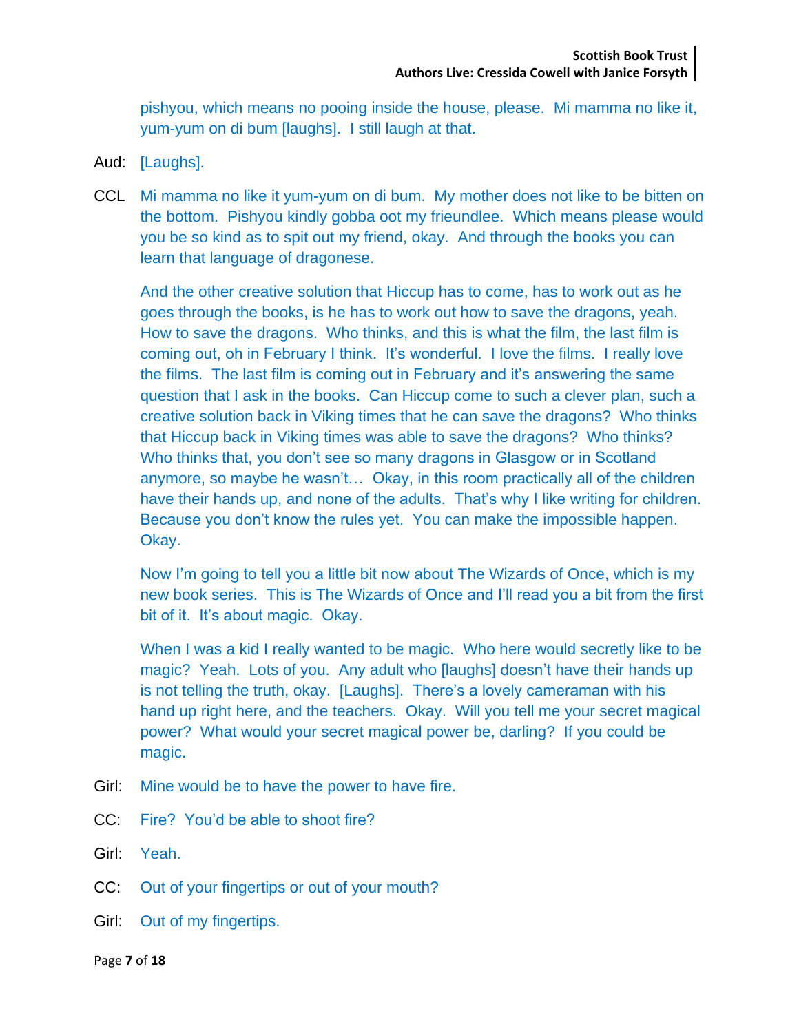pishyou, which means no pooing inside the house, please. Mi mamma no like it, yum-yum on di bum [laughs]. I still laugh at that.

Aud: [Laughs].

CCL Mi mamma no like it yum-yum on di bum. My mother does not like to be bitten on the bottom. Pishyou kindly gobba oot my frieundlee. Which means please would you be so kind as to spit out my friend, okay. And through the books you can learn that language of dragonese.

And the other creative solution that Hiccup has to come, has to work out as he goes through the books, is he has to work out how to save the dragons, yeah. How to save the dragons. Who thinks, and this is what the film, the last film is coming out, oh in February I think. It's wonderful. I love the films. I really love the films. The last film is coming out in February and it's answering the same question that I ask in the books. Can Hiccup come to such a clever plan, such a creative solution back in Viking times that he can save the dragons? Who thinks that Hiccup back in Viking times was able to save the dragons? Who thinks? Who thinks that, you don't see so many dragons in Glasgow or in Scotland anymore, so maybe he wasn't… Okay, in this room practically all of the children have their hands up, and none of the adults. That's why I like writing for children. Because you don't know the rules yet. You can make the impossible happen. Okay.

Now I'm going to tell you a little bit now about The Wizards of Once, which is my new book series. This is The Wizards of Once and I'll read you a bit from the first bit of it. It's about magic. Okay.

When I was a kid I really wanted to be magic. Who here would secretly like to be magic? Yeah. Lots of you. Any adult who [laughs] doesn't have their hands up is not telling the truth, okay. [Laughs]. There's a lovely cameraman with his hand up right here, and the teachers. Okay. Will you tell me your secret magical power? What would your secret magical power be, darling? If you could be magic.

Girl: Mine would be to have the power to have fire.

CC: Fire? You'd be able to shoot fire?

Girl: Yeah.

CC: Out of your fingertips or out of your mouth?

Girl: Out of my fingertips.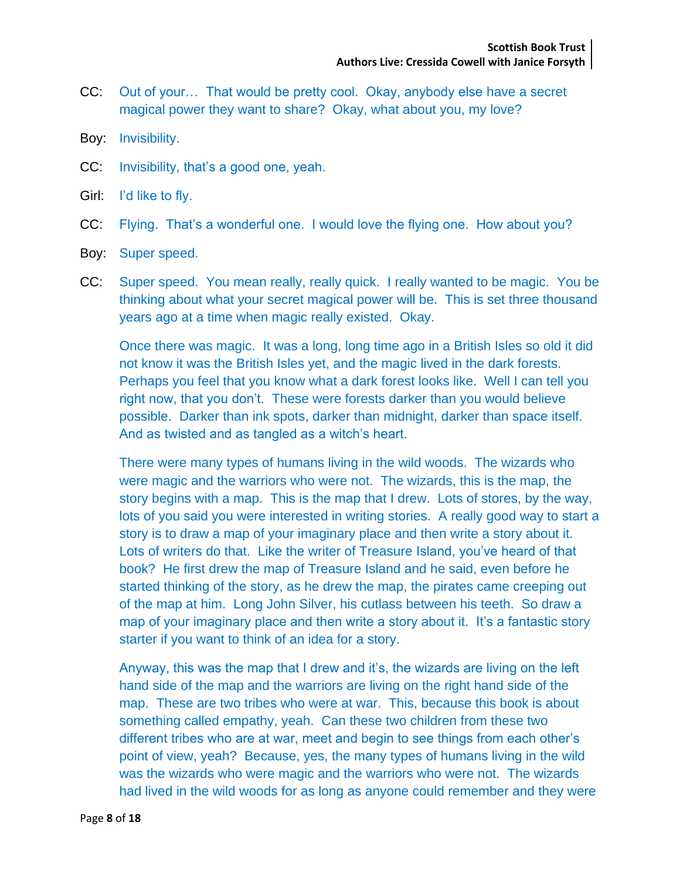CC: Out of your… That would be pretty cool. Okay, anybody else have a secret magical power they want to share? Okay, what about you, my love?

Boy: Invisibility.

CC: Invisibility, that's a good one, yeah.

Girl: I'd like to fly.

CC: Flying. That's a wonderful one. I would love the flying one. How about you?

Boy: Super speed.

CC: Super speed. You mean really, really quick. I really wanted to be magic. You be thinking about what your secret magical power will be. This is set three thousand years ago at a time when magic really existed. Okay.

Once there was magic. It was a long, long time ago in a British Isles so old it did not know it was the British Isles yet, and the magic lived in the dark forests. Perhaps you feel that you know what a dark forest looks like. Well I can tell you right now, that you don't. These were forests darker than you would believe possible. Darker than ink spots, darker than midnight, darker than space itself. And as twisted and as tangled as a witch's heart.

There were many types of humans living in the wild woods. The wizards who were magic and the warriors who were not. The wizards, this is the map, the story begins with a map. This is the map that I drew. Lots of stores, by the way, lots of you said you were interested in writing stories. A really good way to start a story is to draw a map of your imaginary place and then write a story about it. Lots of writers do that. Like the writer of Treasure Island, you've heard of that book? He first drew the map of Treasure Island and he said, even before he started thinking of the story, as he drew the map, the pirates came creeping out of the map at him. Long John Silver, his cutlass between his teeth. So draw a map of your imaginary place and then write a story about it. It's a fantastic story starter if you want to think of an idea for a story.

Anyway, this was the map that I drew and it's, the wizards are living on the left hand side of the map and the warriors are living on the right hand side of the map. These are two tribes who were at war. This, because this book is about something called empathy, yeah. Can these two children from these two different tribes who are at war, meet and begin to see things from each other's point of view, yeah? Because, yes, the many types of humans living in the wild was the wizards who were magic and the warriors who were not. The wizards had lived in the wild woods for as long as anyone could remember and they were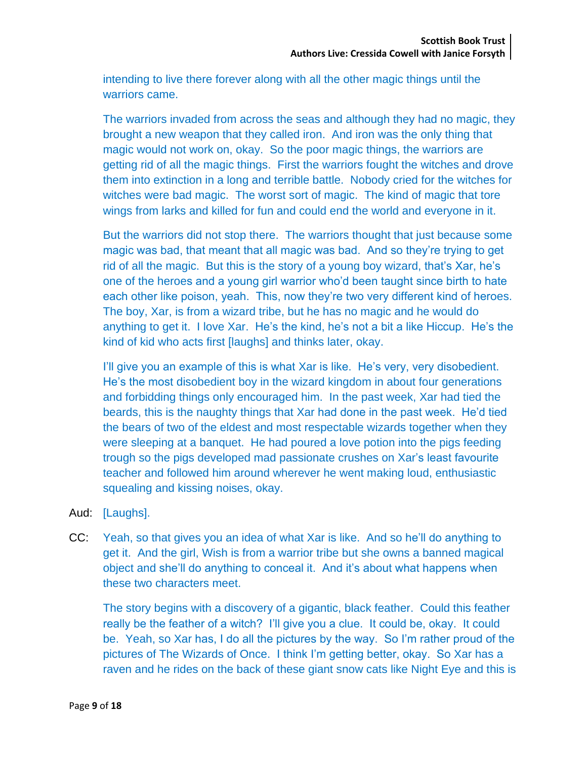intending to live there forever along with all the other magic things until the warriors came.

The warriors invaded from across the seas and although they had no magic, they brought a new weapon that they called iron. And iron was the only thing that magic would not work on, okay. So the poor magic things, the warriors are getting rid of all the magic things. First the warriors fought the witches and drove them into extinction in a long and terrible battle. Nobody cried for the witches for witches were bad magic. The worst sort of magic. The kind of magic that tore wings from larks and killed for fun and could end the world and everyone in it.

But the warriors did not stop there. The warriors thought that just because some magic was bad, that meant that all magic was bad. And so they're trying to get rid of all the magic. But this is the story of a young boy wizard, that's Xar, he's one of the heroes and a young girl warrior who'd been taught since birth to hate each other like poison, yeah. This, now they're two very different kind of heroes. The boy, Xar, is from a wizard tribe, but he has no magic and he would do anything to get it. I love Xar. He's the kind, he's not a bit a like Hiccup. He's the kind of kid who acts first [laughs] and thinks later, okay.

I'll give you an example of this is what Xar is like. He's very, very disobedient. He's the most disobedient boy in the wizard kingdom in about four generations and forbidding things only encouraged him. In the past week, Xar had tied the beards, this is the naughty things that Xar had done in the past week. He'd tied the bears of two of the eldest and most respectable wizards together when they were sleeping at a banquet. He had poured a love potion into the pigs feeding trough so the pigs developed mad passionate crushes on Xar's least favourite teacher and followed him around wherever he went making loud, enthusiastic squealing and kissing noises, okay.

Aud: [Laughs].

CC: Yeah, so that gives you an idea of what Xar is like. And so he'll do anything to get it. And the girl, Wish is from a warrior tribe but she owns a banned magical object and she'll do anything to conceal it. And it's about what happens when these two characters meet.

The story begins with a discovery of a gigantic, black feather. Could this feather really be the feather of a witch? I'll give you a clue. It could be, okay. It could be. Yeah, so Xar has, I do all the pictures by the way. So I'm rather proud of the pictures of The Wizards of Once. I think I'm getting better, okay. So Xar has a raven and he rides on the back of these giant snow cats like Night Eye and this is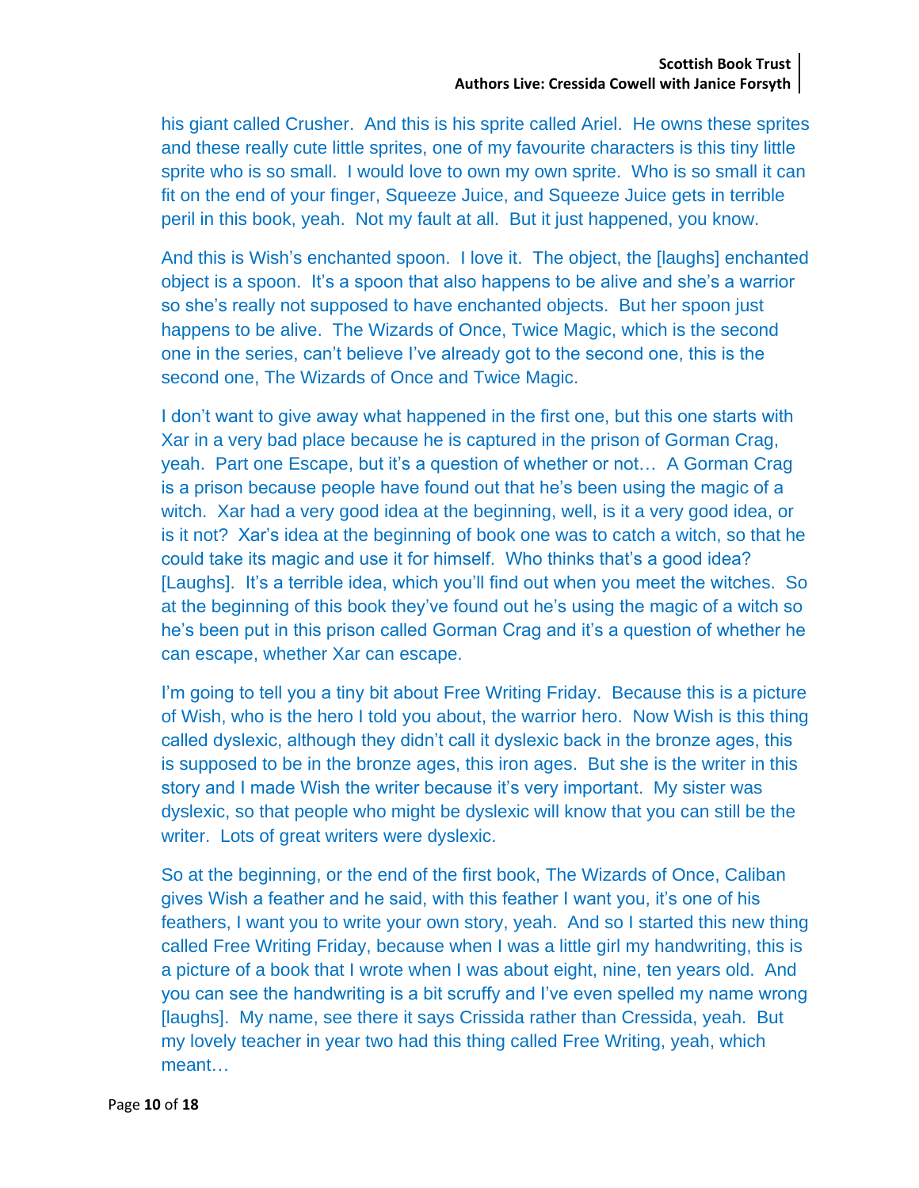his giant called Crusher. And this is his sprite called Ariel. He owns these sprites and these really cute little sprites, one of my favourite characters is this tiny little sprite who is so small. I would love to own my own sprite. Who is so small it can fit on the end of your finger, Squeeze Juice, and Squeeze Juice gets in terrible peril in this book, yeah. Not my fault at all. But it just happened, you know.

And this is Wish's enchanted spoon. I love it. The object, the [laughs] enchanted object is a spoon. It's a spoon that also happens to be alive and she's a warrior so she's really not supposed to have enchanted objects. But her spoon just happens to be alive. The Wizards of Once, Twice Magic, which is the second one in the series, can't believe I've already got to the second one, this is the second one, The Wizards of Once and Twice Magic.

I don't want to give away what happened in the first one, but this one starts with Xar in a very bad place because he is captured in the prison of Gorman Crag, yeah. Part one Escape, but it's a question of whether or not… A Gorman Crag is a prison because people have found out that he's been using the magic of a witch. Xar had a very good idea at the beginning, well, is it a very good idea, or is it not? Xar's idea at the beginning of book one was to catch a witch, so that he could take its magic and use it for himself. Who thinks that's a good idea? [Laughs]. It's a terrible idea, which you'll find out when you meet the witches. So at the beginning of this book they've found out he's using the magic of a witch so he's been put in this prison called Gorman Crag and it's a question of whether he can escape, whether Xar can escape.

I'm going to tell you a tiny bit about Free Writing Friday. Because this is a picture of Wish, who is the hero I told you about, the warrior hero. Now Wish is this thing called dyslexic, although they didn't call it dyslexic back in the bronze ages, this is supposed to be in the bronze ages, this iron ages. But she is the writer in this story and I made Wish the writer because it's very important. My sister was dyslexic, so that people who might be dyslexic will know that you can still be the writer. Lots of great writers were dyslexic.

So at the beginning, or the end of the first book, The Wizards of Once, Caliban gives Wish a feather and he said, with this feather I want you, it's one of his feathers, I want you to write your own story, yeah. And so I started this new thing called Free Writing Friday, because when I was a little girl my handwriting, this is a picture of a book that I wrote when I was about eight, nine, ten years old. And you can see the handwriting is a bit scruffy and I've even spelled my name wrong [laughs]. My name, see there it says Crissida rather than Cressida, yeah. But my lovely teacher in year two had this thing called Free Writing, yeah, which meant…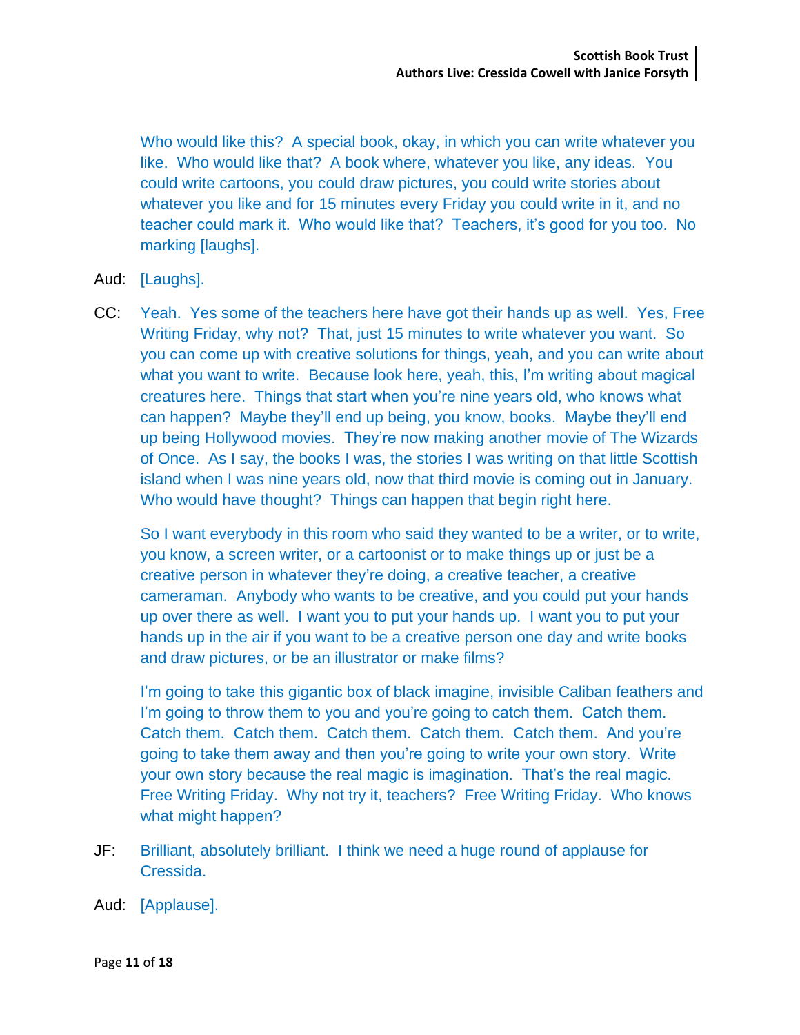Who would like this? A special book, okay, in which you can write whatever you like. Who would like that? A book where, whatever you like, any ideas. You could write cartoons, you could draw pictures, you could write stories about whatever you like and for 15 minutes every Friday you could write in it, and no teacher could mark it. Who would like that? Teachers, it's good for you too. No marking [laughs].

Aud: [Laughs].

CC: Yeah. Yes some of the teachers here have got their hands up as well. Yes, Free Writing Friday, why not? That, just 15 minutes to write whatever you want. So you can come up with creative solutions for things, yeah, and you can write about what you want to write. Because look here, yeah, this, I'm writing about magical creatures here. Things that start when you're nine years old, who knows what can happen? Maybe they'll end up being, you know, books. Maybe they'll end up being Hollywood movies. They're now making another movie of The Wizards of Once. As I say, the books I was, the stories I was writing on that little Scottish island when I was nine years old, now that third movie is coming out in January. Who would have thought? Things can happen that begin right here.

So I want everybody in this room who said they wanted to be a writer, or to write, you know, a screen writer, or a cartoonist or to make things up or just be a creative person in whatever they're doing, a creative teacher, a creative cameraman. Anybody who wants to be creative, and you could put your hands up over there as well. I want you to put your hands up. I want you to put your hands up in the air if you want to be a creative person one day and write books and draw pictures, or be an illustrator or make films?

I'm going to take this gigantic box of black imagine, invisible Caliban feathers and I'm going to throw them to you and you're going to catch them. Catch them. Catch them. Catch them. Catch them. Catch them. Catch them. And you're going to take them away and then you're going to write your own story. Write your own story because the real magic is imagination. That's the real magic. Free Writing Friday. Why not try it, teachers? Free Writing Friday. Who knows what might happen?

JF: Brilliant, absolutely brilliant. I think we need a huge round of applause for Cressida.

Aud: [Applause].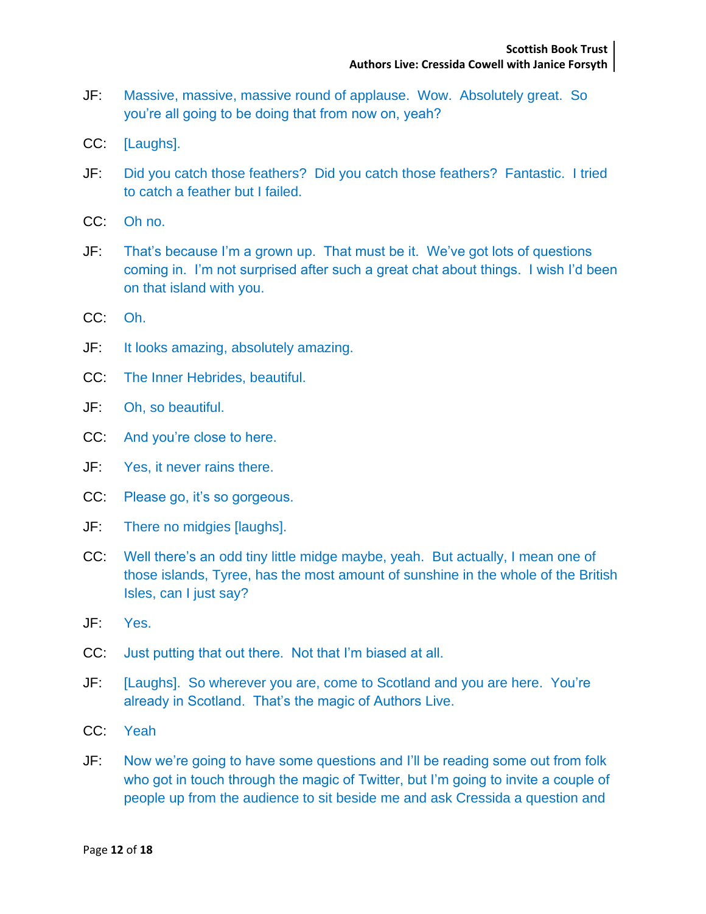JF: Massive, massive, massive round of applause. Wow. Absolutely great. So you're all going to be doing that from now on, yeah?

CC: [Laughs].

JF: Did you catch those feathers? Did you catch those feathers? Fantastic. I tried to catch a feather but I failed.

CC: Oh no.

JF: That's because I'm a grown up. That must be it. We've got lots of questions coming in. I'm not surprised after such a great chat about things. I wish I'd been on that island with you.

CC: Oh.

JF: It looks amazing, absolutely amazing.

CC: The Inner Hebrides, beautiful.

JF: Oh, so beautiful.

CC: And you're close to here.

JF: Yes, it never rains there.

CC: Please go, it's so gorgeous.

JF: There no midgies [laughs].

CC: Well there's an odd tiny little midge maybe, yeah. But actually, I mean one of those islands, Tyree, has the most amount of sunshine in the whole of the British Isles, can I just say?

JF: Yes.

CC: Just putting that out there. Not that I'm biased at all.

JF: [Laughs]. So wherever you are, come to Scotland and you are here. You're already in Scotland. That's the magic of Authors Live.

CC: Yeah

JF: Now we're going to have some questions and I'll be reading some out from folk who got in touch through the magic of Twitter, but I'm going to invite a couple of people up from the audience to sit beside me and ask Cressida a question and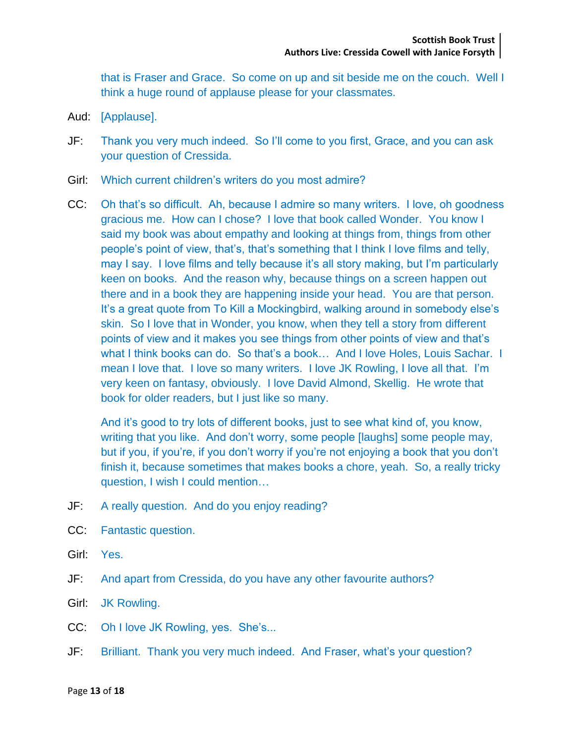that is Fraser and Grace. So come on up and sit beside me on the couch. Well I think a huge round of applause please for your classmates.

Aud: [Applause].

JF: Thank you very much indeed. So I'll come to you first, Grace, and you can ask your question of Cressida.

Girl: Which current children's writers do you most admire?

CC: Oh that's so difficult. Ah, because I admire so many writers. I love, oh goodness gracious me. How can I chose? I love that book called Wonder. You know I said my book was about empathy and looking at things from, things from other people's point of view, that's, that's something that I think I love films and telly, may I say. I love films and telly because it's all story making, but I'm particularly keen on books. And the reason why, because things on a screen happen out there and in a book they are happening inside your head. You are that person. It's a great quote from To Kill a Mockingbird, walking around in somebody else's skin. So I love that in Wonder, you know, when they tell a story from different points of view and it makes you see things from other points of view and that's what I think books can do. So that's a book… And I love Holes, Louis Sachar. I mean I love that. I love so many writers. I love JK Rowling, I love all that. I'm very keen on fantasy, obviously. I love David Almond, Skellig. He wrote that book for older readers, but I just like so many.

And it's good to try lots of different books, just to see what kind of, you know, writing that you like. And don't worry, some people [laughs] some people may, but if you, if you're, if you don't worry if you're not enjoying a book that you don't finish it, because sometimes that makes books a chore, yeah. So, a really tricky question, I wish I could mention…

JF: A really question. And do you enjoy reading?

CC: Fantastic question.

Girl: Yes.

JF: And apart from Cressida, do you have any other favourite authors?

Girl: JK Rowling.

CC: Oh I love JK Rowling, yes. She's...

JF: Brilliant. Thank you very much indeed. And Fraser, what's your question?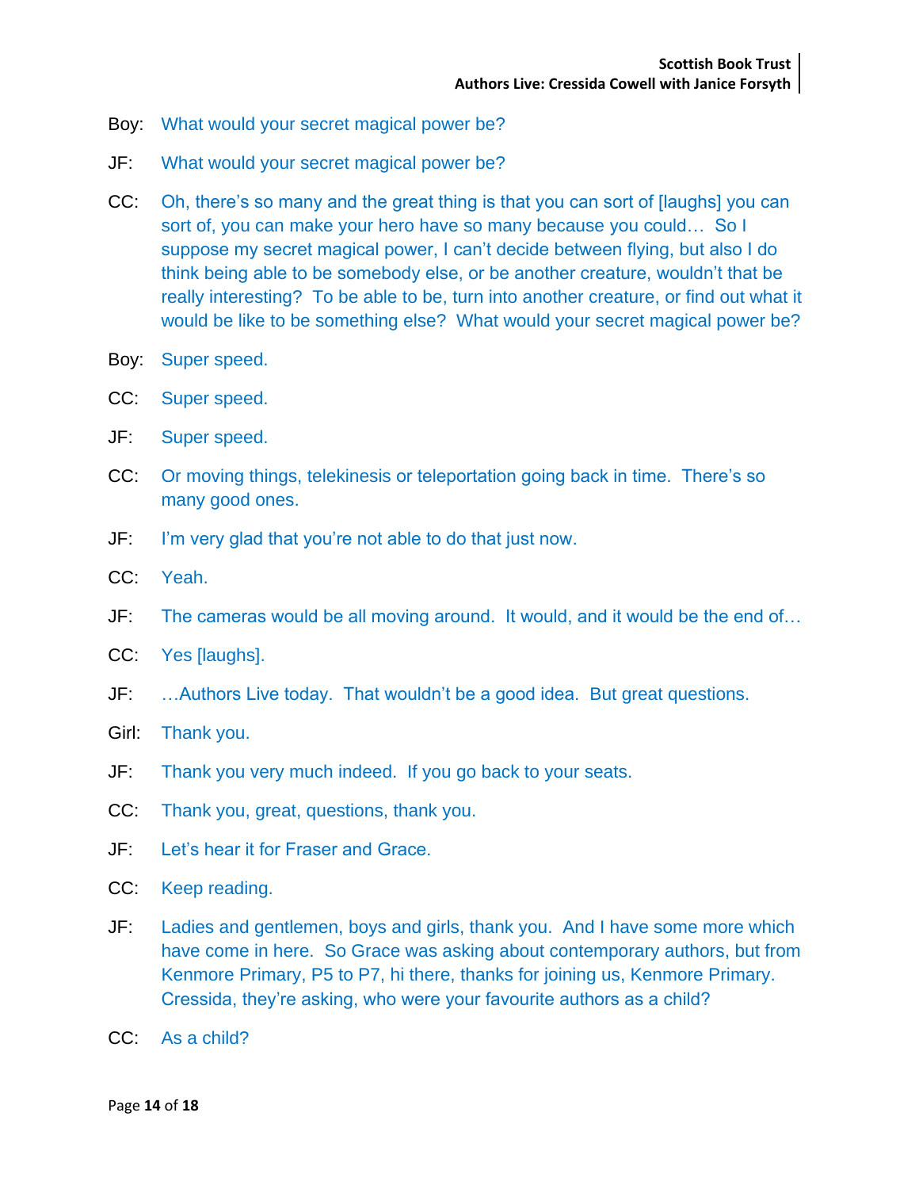Boy: What would your secret magical power be?

JF: What would your secret magical power be?

CC: Oh, there's so many and the great thing is that you can sort of [laughs] you can sort of, you can make your hero have so many because you could… So I suppose my secret magical power, I can't decide between flying, but also I do think being able to be somebody else, or be another creature, wouldn't that be really interesting? To be able to be, turn into another creature, or find out what it would be like to be something else? What would your secret magical power be?

Boy: Super speed.

CC: Super speed.

JF: Super speed.

CC: Or moving things, telekinesis or teleportation going back in time. There's so many good ones.

JF: I'm very glad that you're not able to do that just now.

CC: Yeah.

JF: The cameras would be all moving around. It would, and it would be the end of…

CC: Yes [laughs].

JF: …Authors Live today. That wouldn't be a good idea. But great questions.

Girl: Thank you.

JF: Thank you very much indeed. If you go back to your seats.

CC: Thank you, great, questions, thank you.

JF: Let's hear it for Fraser and Grace.

CC: Keep reading.

JF: Ladies and gentlemen, boys and girls, thank you. And I have some more which have come in here. So Grace was asking about contemporary authors, but from Kenmore Primary, P5 to P7, hi there, thanks for joining us, Kenmore Primary. Cressida, they're asking, who were your favourite authors as a child?

CC: As a child?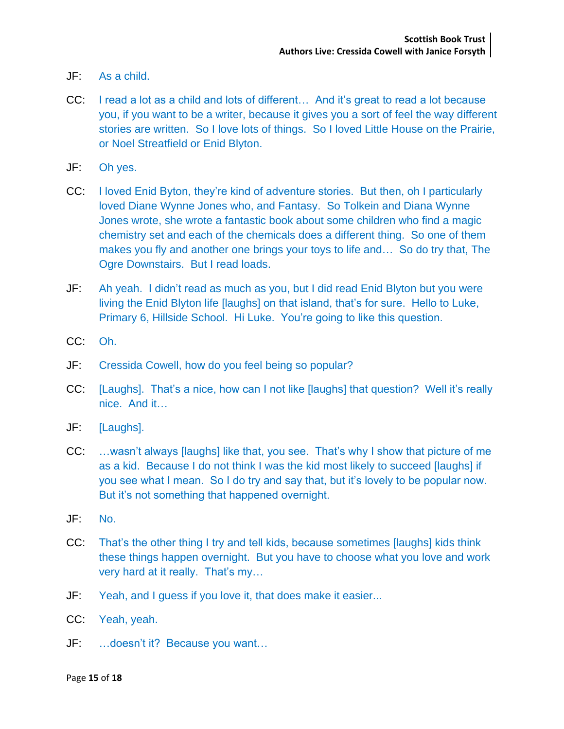JF: As a child.

CC: I read a lot as a child and lots of different… And it's great to read a lot because you, if you want to be a writer, because it gives you a sort of feel the way different stories are written. So I love lots of things. So I loved Little House on the Prairie, or Noel Streatfield or Enid Blyton.

JF: Oh yes.

CC: I loved Enid Byton, they're kind of adventure stories. But then, oh I particularly loved Diane Wynne Jones who, and Fantasy. So Tolkein and Diana Wynne Jones wrote, she wrote a fantastic book about some children who find a magic chemistry set and each of the chemicals does a different thing. So one of them makes you fly and another one brings your toys to life and… So do try that, The Ogre Downstairs. But I read loads.

JF: Ah yeah. I didn't read as much as you, but I did read Enid Blyton but you were living the Enid Blyton life [laughs] on that island, that's for sure. Hello to Luke, Primary 6, Hillside School. Hi Luke. You're going to like this question.

CC: Oh.

JF: Cressida Cowell, how do you feel being so popular?

CC: [Laughs]. That's a nice, how can I not like [laughs] that question? Well it's really nice. And it…

JF: [Laughs].

CC: …wasn't always [laughs] like that, you see. That's why I show that picture of me as a kid. Because I do not think I was the kid most likely to succeed [laughs] if you see what I mean. So I do try and say that, but it's lovely to be popular now. But it's not something that happened overnight.

JF: No.

CC: That's the other thing I try and tell kids, because sometimes [laughs] kids think these things happen overnight. But you have to choose what you love and work very hard at it really. That's my…

JF: Yeah, and I guess if you love it, that does make it easier...

CC: Yeah, yeah.

JF: …doesn't it? Because you want…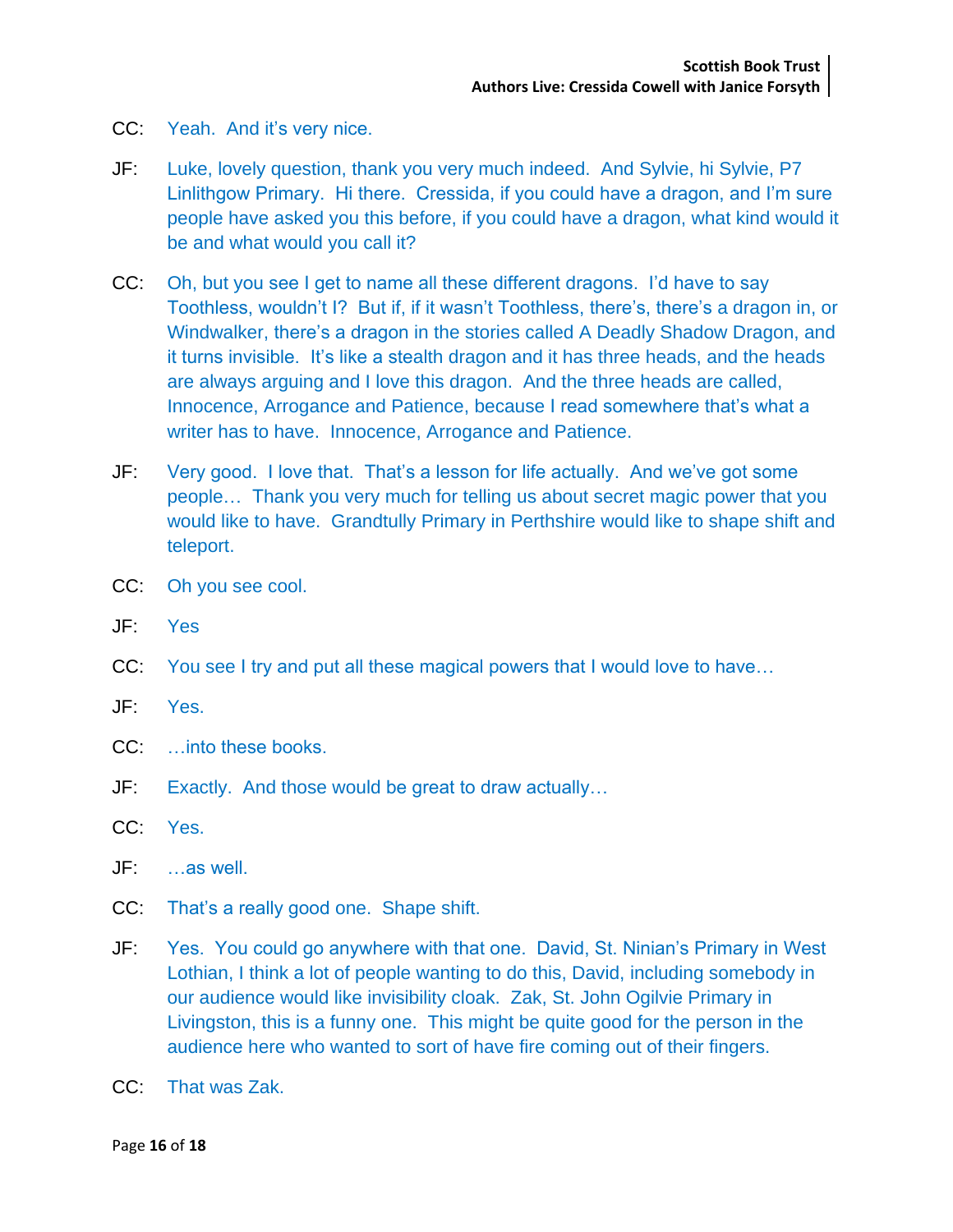CC: Yeah. And it's very nice.

JF: Luke, lovely question, thank you very much indeed. And Sylvie, hi Sylvie, P7 Linlithgow Primary. Hi there. Cressida, if you could have a dragon, and I'm sure people have asked you this before, if you could have a dragon, what kind would it be and what would you call it?

CC: Oh, but you see I get to name all these different dragons. I'd have to say Toothless, wouldn't I? But if, if it wasn't Toothless, there's, there's a dragon in, or Windwalker, there's a dragon in the stories called A Deadly Shadow Dragon, and it turns invisible. It's like a stealth dragon and it has three heads, and the heads are always arguing and I love this dragon. And the three heads are called, Innocence, Arrogance and Patience, because I read somewhere that's what a writer has to have. Innocence, Arrogance and Patience.

JF: Very good. I love that. That's a lesson for life actually. And we've got some people… Thank you very much for telling us about secret magic power that you would like to have. Grandtully Primary in Perthshire would like to shape shift and teleport.

CC: Oh you see cool.

JF: Yes

CC: You see I try and put all these magical powers that I would love to have…

JF: Yes.

CC: …into these books.

JF: Exactly. And those would be great to draw actually…

CC: Yes.

JF: …as well.

CC: That's a really good one. Shape shift.

JF: Yes. You could go anywhere with that one. David, St. Ninian's Primary in West Lothian, I think a lot of people wanting to do this, David, including somebody in our audience would like invisibility cloak. Zak, St. John Ogilvie Primary in Livingston, this is a funny one. This might be quite good for the person in the audience here who wanted to sort of have fire coming out of their fingers.

CC: That was Zak.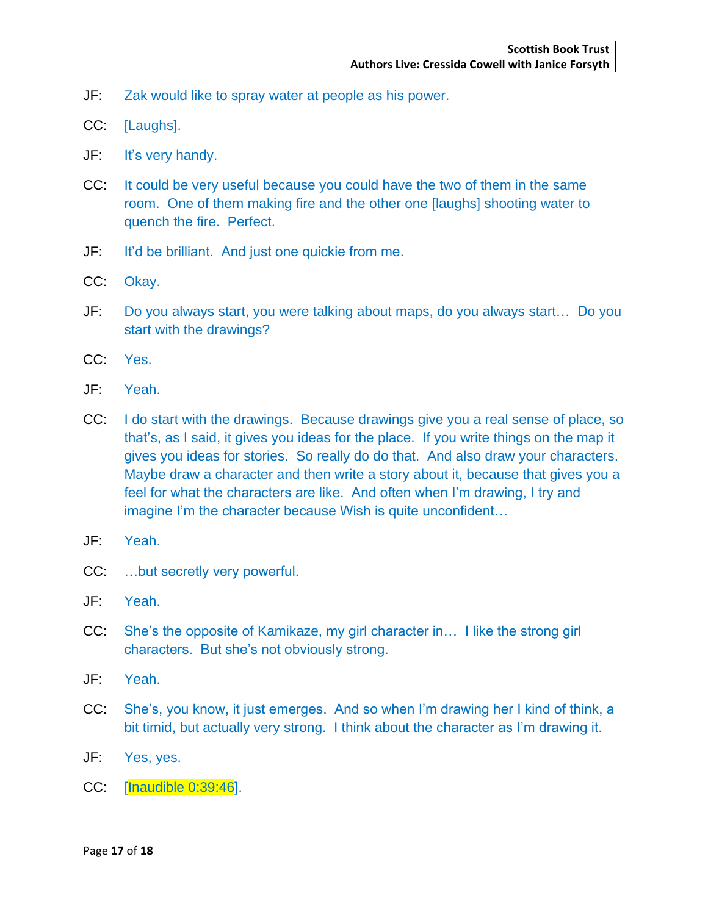JF: Zak would like to spray water at people as his power.

CC: [Laughs].

JF: It's very handy.

CC: It could be very useful because you could have the two of them in the same room. One of them making fire and the other one [laughs] shooting water to quench the fire. Perfect.

JF: It'd be brilliant. And just one quickie from me.

CC: Okay.

JF: Do you always start, you were talking about maps, do you always start… Do you start with the drawings?

CC: Yes.

JF: Yeah.

CC: I do start with the drawings. Because drawings give you a real sense of place, so that's, as I said, it gives you ideas for the place. If you write things on the map it gives you ideas for stories. So really do do that. And also draw your characters. Maybe draw a character and then write a story about it, because that gives you a feel for what the characters are like. And often when I'm drawing, I try and imagine I'm the character because Wish is quite unconfident…

JF: Yeah.

CC: …but secretly very powerful.

JF: Yeah.

CC: She's the opposite of Kamikaze, my girl character in… I like the strong girl characters. But she's not obviously strong.

JF: Yeah.

CC: She's, you know, it just emerges. And so when I'm drawing her I kind of think, a bit timid, but actually very strong. I think about the character as I'm drawing it.

JF: Yes, yes.

CC: [Inaudible 0:39:46].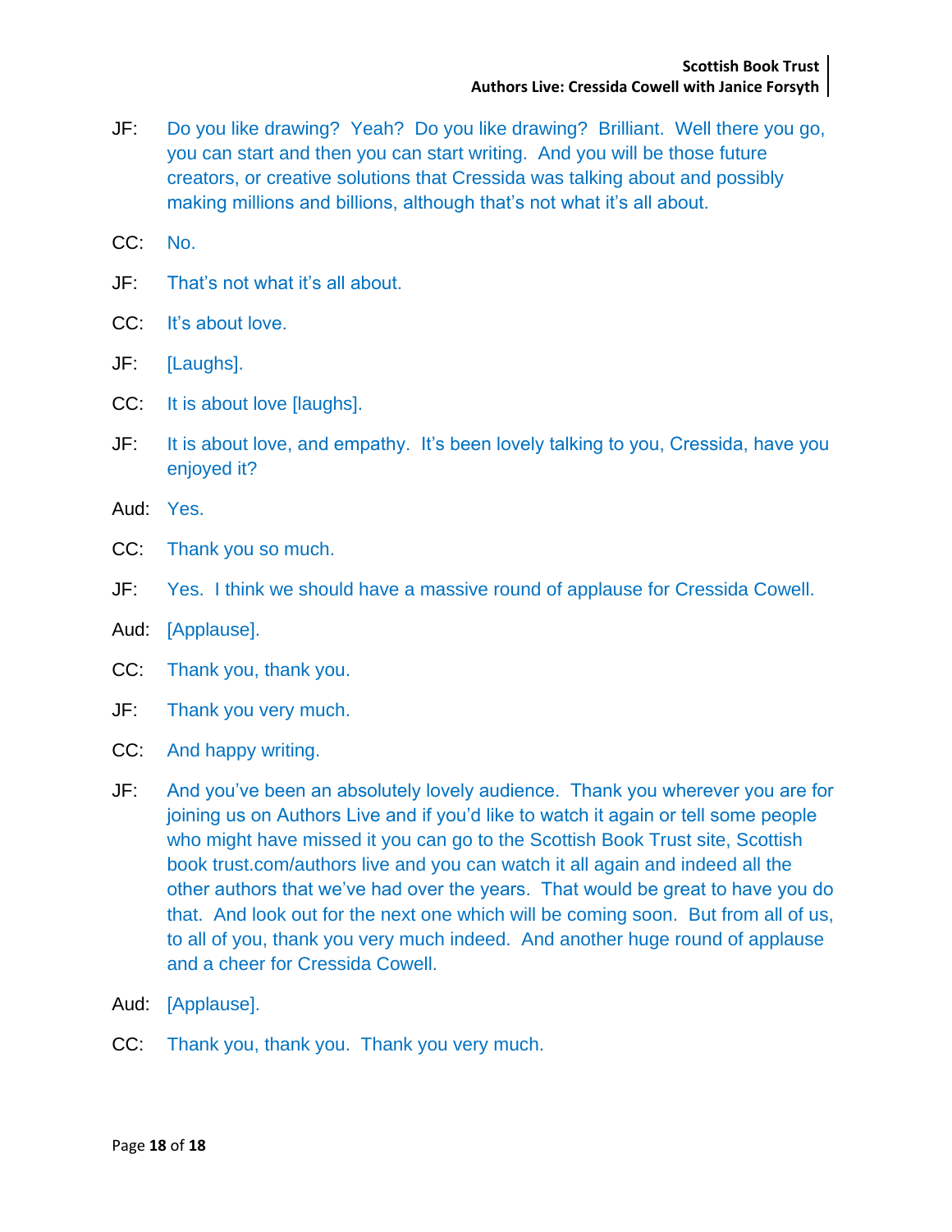JF: Do you like drawing? Yeah? Do you like drawing? Brilliant. Well there you go, you can start and then you can start writing. And you will be those future creators, or creative solutions that Cressida was talking about and possibly making millions and billions, although that's not what it's all about.

CC: No.

JF: That's not what it's all about.

CC: It's about love.

JF: [Laughs].

CC: It is about love [laughs].

JF: It is about love, and empathy. It's been lovely talking to you, Cressida, have you enjoyed it?

Aud: Yes.

CC: Thank you so much.

JF: Yes. I think we should have a massive round of applause for Cressida Cowell.

Aud: [Applause].

CC: Thank you, thank you.

JF: Thank you very much.

CC: And happy writing.

JF: And you've been an absolutely lovely audience. Thank you wherever you are for joining us on Authors Live and if you'd like to watch it again or tell some people who might have missed it you can go to the Scottish Book Trust site, Scottish book trust.com/authors live and you can watch it all again and indeed all the other authors that we've had over the years. That would be great to have you do that. And look out for the next one which will be coming soon. But from all of us, to all of you, thank you very much indeed. And another huge round of applause and a cheer for Cressida Cowell.

Aud: [Applause].

CC: Thank you, thank you. Thank you very much.